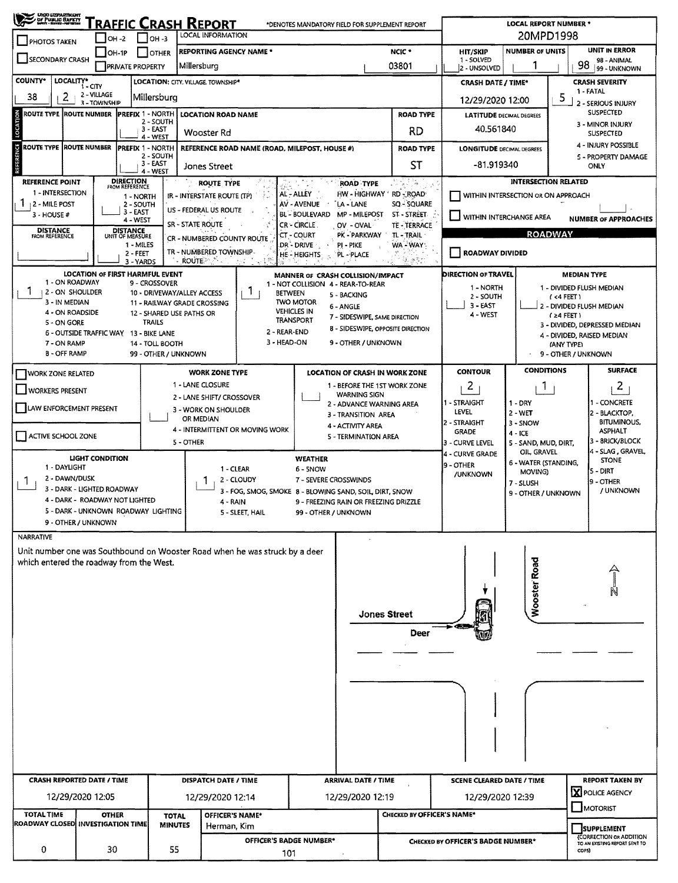# TRAFFIC CRASH REPORT

*DENOTES MANDATORY FIELD FOR SUPPLEMENT REPORT

**LOCAL REPORT NUMBER ***: 20MPD1998

| | |
|---|---|
| PHOTOS TAKEN | ☐ |
| OH -2 | ☐ |
| OH -3 | ☐ |
| OH-1P | ☐ |
| OTHER | ☐ |
| SECONDARY CRASH | ☐ |
| PRIVATE PROPERTY | ☐ |

**LOCAL INFORMATION**

| REPORTING AGENCY NAME * | NCIC * | HIT/SKIP (1 - SOLVED, 2 - UNSOLVED) | NUMBER OF UNITS | UNIT IN ERROR (98 - ANIMAL, 99 - UNKNOWN) |
|---|---|---|---|---|
| Millersburg | 03801 | | 1 | 98 |

| COUNTY* | LOCALITY* (1 - CITY, 2 - VILLAGE, 3 - TOWNSHIP) | LOCATION: CITY, VILLAGE, TOWNSHIP* | CRASH DATE / TIME* | CRASH SEVERITY |
|---|---|---|---|---|
| 38 | 2 | Millersburg | 12/29/2020 12:00 | 5 |

CRASH SEVERITY: 1 - FATAL, 2 - SERIOUS INJURY SUSPECTED, 3 - MINOR INJURY SUSPECTED, 4 - INJURY POSSIBLE, 5 - PROPERTY DAMAGE ONLY

## LOCATION

| ROUTE TYPE | ROUTE NUMBER | PREFIX (1 - NORTH, 2 - SOUTH, 3 - EAST, 4 - WEST) | LOCATION ROAD NAME | ROAD TYPE | LATITUDE DECIMAL DEGREES |
|---|---|---|---|---|---|
| | | | Wooster Rd | RD | 40.561840 |

## REFERENCE

| ROUTE TYPE | ROUTE NUMBER | PREFIX (1 - NORTH, 2 - SOUTH, 3 - EAST, 4 - WEST) | REFERENCE ROAD NAME (ROAD, MILEPOST, HOUSE #) | ROAD TYPE | LONGITUDE DECIMAL DEGREES |
|---|---|---|---|---|---|
| | | | Jones Street | ST | -81.919340 |

**REFERENCE POINT**: 1 (1 - INTERSECTION, 2 - MILE POST, 3 - HOUSE #)

**DIRECTION FROM REFERENCE**: (1 - NORTH, 2 - SOUTH, 3 - EAST, 4 - WEST)

**DISTANCE FROM REFERENCE**:

**DISTANCE UNIT OF MEASURE**: (1 - MILES, 2 - FEET, 3 - YARDS)

**ROUTE TYPE**: IR - INTERSTATE ROUTE (TP), US - FEDERAL US ROUTE, SR - STATE ROUTE, CR - NUMBERED COUNTY ROUTE, TR - NUMBERED TOWNSHIP ROUTE

**ROAD TYPE**: AL - ALLEY, AV - AVENUE, BL - BOULEVARD, CR - CIRCLE, CT - COURT, DR - DRIVE, HE - HEIGHTS, HW - HIGHWAY, LA - LANE, MP - MILEPOST, OV - OVAL, PK - PARKWAY, PI - PIKE, PL - PLACE, RD - ROAD, SQ - SQUARE, ST - STREET, TE - TERRACE, TL - TRAIL, WA - WAY

**INTERSECTION RELATED**

- ☐ WITHIN INTERSECTION OR ON APPROACH
- ☐ WITHIN INTERCHANGE AREA
- NUMBER OF APPROACHES:

**ROADWAY**

- ☐ ROADWAY DIVIDED

**LOCATION OF FIRST HARMFUL EVENT**: 1

1 - ON ROADWAY, 2 - ON SHOULDER, 3 - IN MEDIAN, 4 - ON ROADSIDE, 5 - ON GORE, 6 - OUTSIDE TRAFFIC WAY, 7 - ON RAMP, 8 - OFF RAMP, 9 - CROSSOVER, 10 - DRIVEWAY/ALLEY ACCESS, 11 - RAILWAY GRADE CROSSING, 12 - SHARED USE PATHS OR TRAILS, 13 - BIKE LANE, 14 - TOLL BOOTH, 99 - OTHER / UNKNOWN

**MANNER OF CRASH COLLISION/IMPACT**: 1

1 - NOT COLLISION BETWEEN TWO MOTOR VEHICLES IN TRANSPORT, 2 - REAR-END, 3 - HEAD-ON, 4 - REAR-TO-REAR, 5 - BACKING, 6 - ANGLE, 7 - SIDESWIPE, SAME DIRECTION, 8 - SIDESWIPE, OPPOSITE DIRECTION, 9 - OTHER / UNKNOWN

**DIRECTION OF TRAVEL**: (1 - NORTH, 2 - SOUTH, 3 - EAST, 4 - WEST)

**MEDIAN TYPE**: 1 - DIVIDED FLUSH MEDIAN (<4 FEET), 2 - DIVIDED FLUSH MEDIAN (≥4 FEET), 3 - DIVIDED, DEPRESSED MEDIAN, 4 - DIVIDED, RAISED MEDIAN (ANY TYPE), 9 - OTHER / UNKNOWN

- ☐ WORK ZONE RELATED
- ☐ WORKERS PRESENT
- ☐ LAW ENFORCEMENT PRESENT
- ☐ ACTIVE SCHOOL ZONE

**WORK ZONE TYPE**: 1 - LANE CLOSURE, 2 - LANE SHIFT/ CROSSOVER, 3 - WORK ON SHOULDER OR MEDIAN, 4 - INTERMITTENT OR MOVING WORK, 5 - OTHER

**LOCATION OF CRASH IN WORK ZONE**: 1 - BEFORE THE 1ST WORK ZONE WARNING SIGN, 2 - ADVANCE WARNING AREA, 3 - TRANSITION AREA, 4 - ACTIVITY AREA, 5 - TERMINATION AREA

**CONTOUR**: 2 (1 - STRAIGHT LEVEL, 2 - STRAIGHT GRADE, 3 - CURVE LEVEL, 4 - CURVE GRADE, 9 - OTHER /UNKNOWN)

**CONDITIONS**: 1 (1 - DRY, 2 - WET, 3 - SNOW, 4 - ICE, 5 - SAND, MUD, DIRT, OIL, GRAVEL, 6 - WATER (STANDING, MOVING), 7 - SLUSH, 9 - OTHER / UNKNOWN)

**SURFACE**: 2 (1 - CONCRETE, 2 - BLACKTOP, BITUMINOUS, ASPHALT, 3 - BRICK/BLOCK, 4 - SLAG, GRAVEL, STONE, 5 - DIRT, 9 - OTHER / UNKNOWN)

**LIGHT CONDITION**: 1 (1 - DAYLIGHT, 2 - DAWN/DUSK, 3 - DARK - LIGHTED ROADWAY, 4 - DARK - ROADWAY NOT LIGHTED, 5 - DARK - UNKNOWN ROADWAY LIGHTING, 9 - OTHER / UNKNOWN)

**WEATHER**: 1 (1 - CLEAR, 2 - CLOUDY, 3 - FOG, SMOG, SMOKE, 4 - RAIN, 5 - SLEET, HAIL, 6 - SNOW, 7 - SEVERE CROSSWINDS, 8 - BLOWING SAND, SOIL, DIRT, SNOW, 9 - FREEZING RAIN OR FREEZING DRIZZLE, 99 - OTHER / UNKNOWN)

## NARRATIVE

Unit number one was Southbound on Wooster Road when he was struck by a deer which entered the roadway from the West.

Jones Street | Deer | Wooster Road | N

| CRASH REPORTED DATE / TIME | DISPATCH DATE / TIME | ARRIVAL DATE / TIME | SCENE CLEARED DATE / TIME | REPORT TAKEN BY |
|---|---|---|---|---|
| 12/29/2020 12:05 | 12/29/2020 12:14 | 12/29/2020 12:19 | 12/29/2020 12:39 | ☒ POLICE AGENCY ☐ MOTORIST |

| TOTAL TIME ROADWAY CLOSED | OTHER INVESTIGATION TIME | TOTAL MINUTES | OFFICER'S NAME* | CHECKED BY OFFICER'S NAME* |
|---|---|---|---|---|
| 0 | 30 | 55 | Herman, Kim | |

| OFFICER'S BADGE NUMBER* | CHECKED BY OFFICER'S BADGE NUMBER* |
|---|---|
| 101 | |

☐ SUPPLEMENT (CORRECTION OR ADDITION TO AN EXISTING REPORT SENT TO ODPS)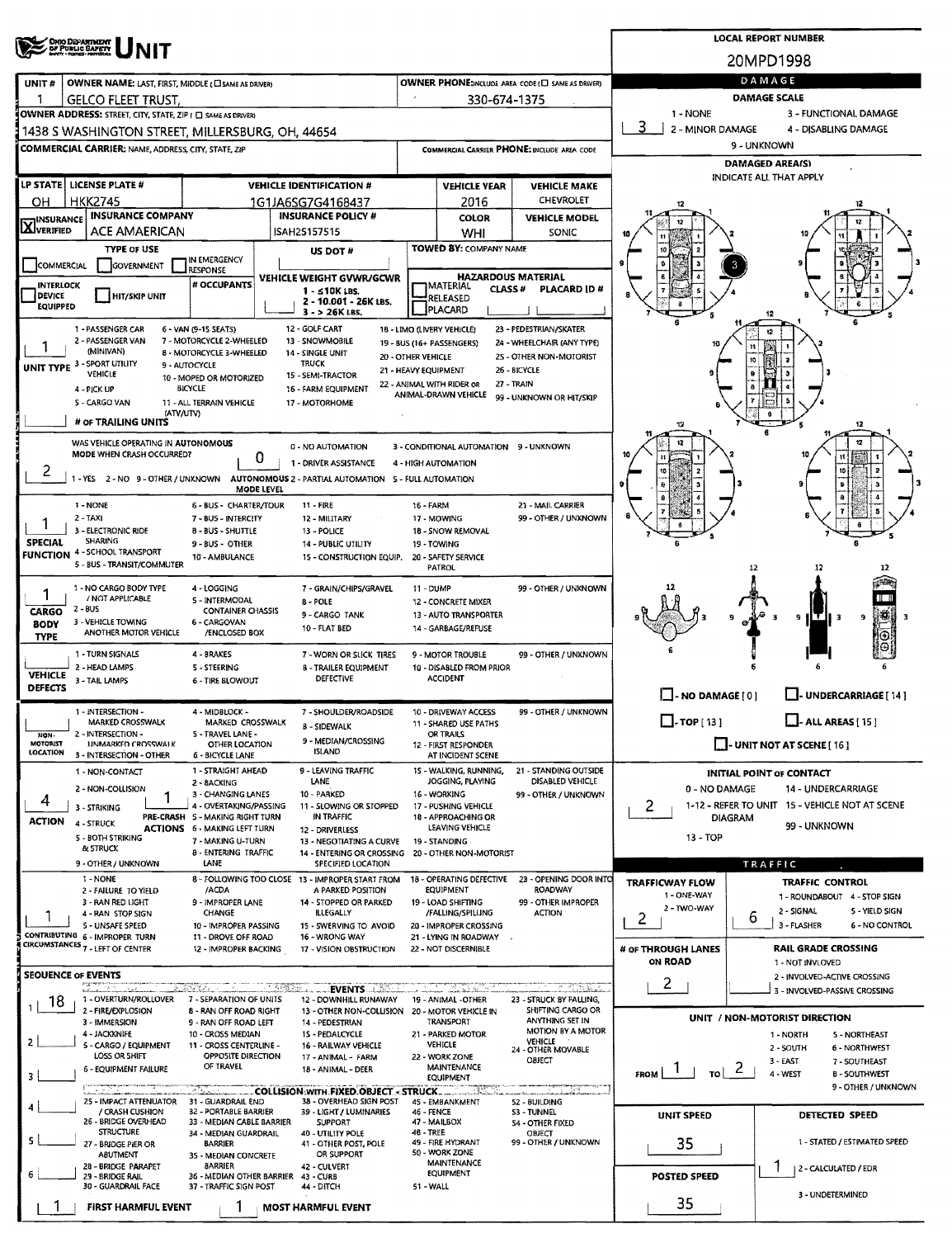# OHIO DEPARTMENT OF PUBLIC SAFETY — UNIT

**LOCAL REPORT NUMBER:** 20MPD1998

| UNIT # | OWNER NAME: LAST, FIRST, MIDDLE (☐ SAME AS DRIVER) | OWNER PHONE: INCLUDE AREA CODE (☐ SAME AS DRIVER) |
|---|---|---|
| 1 | GELCO FLEET TRUST, | 330-674-1375 |

**OWNER ADDRESS:** STREET, CITY, STATE, ZIP (☐ SAME AS DRIVER)
1438 S WASHINGTON STREET, MILLERSBURG, OH, 44654

**COMMERCIAL CARRIER:** NAME, ADDRESS, CITY, STATE, ZIP

**COMMERCIAL CARRIER PHONE:** INCLUDE AREA CODE

| LP STATE | LICENSE PLATE # | VEHICLE IDENTIFICATION # | VEHICLE YEAR | VEHICLE MAKE |
|---|---|---|---|---|
| OH | HKK2745 | 1G1JA6SG7G4168437 | 2016 | CHEVROLET |

| INSURANCE | INSURANCE COMPANY | INSURANCE POLICY # | COLOR | VEHICLE MODEL |
|---|---|---|---|---|
| ☒ VERIFIED | ACE AMAERICAN | ISAH25157515 | WHI | SONIC |

**TYPE OF USE:** ☐ COMMERCIAL ☐ GOVERNMENT ☐ IN EMERGENCY RESPONSE

**US DOT #:**

**TOWED BY:** COMPANY NAME

☐ INTERLOCK DEVICE EQUIPPED ☐ HIT/SKIP UNIT

**# OCCUPANTS:**

**VEHICLE WEIGHT GVWR/GCWR:** 1 - ≤10K LBS. 2 - 10.001 - 26K LBS. 3 - > 26K LBS.

**HAZARDOUS MATERIAL:** ☐ MATERIAL RELEASED ☐ PLACARD CLASS # PLACARD ID #

**UNIT TYPE:** 1
1 - PASSENGER CAR, 2 - PASSENGER VAN (MINIVAN), 3 - SPORT UTILITY VEHICLE, 4 - PICK UP, 5 - CARGO VAN, 6 - VAN (9-15 SEATS), 7 - MOTORCYCLE 2-WHEELED, 8 - MOTORCYCLE 3-WHEELED, 9 - AUTOCYCLE, 10 - MOPED OR MOTORIZED BICYCLE, 11 - ALL TERRAIN VEHICLE (ATV/UTV), 12 - GOLF CART, 13 - SNOWMOBILE, 14 - SINGLE UNIT TRUCK, 15 - SEMI-TRACTOR, 16 - FARM EQUIPMENT, 17 - MOTORHOME, 18 - LIMO (LIVERY VEHICLE), 19 - BUS (16+ PASSENGERS), 20 - OTHER VEHICLE, 21 - HEAVY EQUIPMENT, 22 - ANIMAL WITH RIDER OR ANIMAL-DRAWN VEHICLE, 23 - PEDESTRIAN/SKATER, 24 - WHEELCHAIR (ANY TYPE), 25 - OTHER NON-MOTORIST, 26 - BICYCLE, 27 - TRAIN, 99 - UNKNOWN OR HIT/SKIP

**# OF TRAILING UNITS:**

**WAS VEHICLE OPERATING IN AUTONOMOUS MODE WHEN CRASH OCCURRED?** 2
1 - YES 2 - NO 9 - OTHER / UNKNOWN

**AUTONOMOUS MODE LEVEL:** 0
0 - NO AUTOMATION, 1 - DRIVER ASSISTANCE, 2 - PARTIAL AUTOMATION, 3 - CONDITIONAL AUTOMATION, 4 - HIGH AUTOMATION, 5 - FULL AUTOMATION, 9 - UNKNOWN

**SPECIAL FUNCTION:** 1
1 - NONE, 2 - TAXI, 3 - ELECTRONIC RIDE SHARING, 4 - SCHOOL TRANSPORT, 5 - BUS - TRANSIT/COMMUTER, 6 - BUS - CHARTER/TOUR, 7 - BUS - INTERCITY, 8 - BUS - SHUTTLE, 9 - BUS - OTHER, 10 - AMBULANCE, 11 - FIRE, 12 - MILITARY, 13 - POLICE, 14 - PUBLIC UTILITY, 15 - CONSTRUCTION EQUIP., 16 - FARM, 17 - MOWING, 18 - SNOW REMOVAL, 19 - TOWING, 20 - SAFETY SERVICE PATROL, 21 - MAIL CARRIER, 99 - OTHER / UNKNOWN

**CARGO BODY TYPE:** 1
1 - NO CARGO BODY TYPE / NOT APPLICABLE, 2 - BUS, 3 - VEHICLE TOWING ANOTHER MOTOR VEHICLE, 4 - LOGGING, 5 - INTERMODAL CONTAINER CHASSIS, 6 - CARGOVAN /ENCLOSED BOX, 7 - GRAIN/CHIPS/GRAVEL, 8 - POLE, 9 - CARGO TANK, 10 - FLAT BED, 11 - DUMP, 12 - CONCRETE MIXER, 13 - AUTO TRANSPORTER, 14 - GARBAGE/REFUSE, 99 - OTHER / UNKNOWN

**VEHICLE DEFECTS:**
1 - TURN SIGNALS, 2 - HEAD LAMPS, 3 - TAIL LAMPS, 4 - BRAKES, 5 - STEERING, 6 - TIRE BLOWOUT, 7 - WORN OR SLICK TIRES, 8 - TRAILER EQUIPMENT DEFECTIVE, 9 - MOTOR TROUBLE, 10 - DISABLED FROM PRIOR ACCIDENT, 99 - OTHER / UNKNOWN

**NON-MOTORIST LOCATION:**
1 - INTERSECTION - MARKED CROSSWALK, 2 - INTERSECTION - UNMARKED CROSSWALK, 3 - INTERSECTION - OTHER, 4 - MIDBLOCK - MARKED CROSSWALK, 5 - TRAVEL LANE - OTHER LOCATION, 6 - BICYCLE LANE, 7 - SHOULDER/ROADSIDE, 8 - SIDEWALK, 9 - MEDIAN/CROSSING ISLAND, 10 - DRIVEWAY ACCESS, 11 - SHARED USE PATHS OR TRAILS, 12 - FIRST RESPONDER AT INCIDENT SCENE, 99 - OTHER / UNKNOWN

**ACTION:** 4 — **PRE-CRASH ACTIONS:** 1
ACTION: 1 - NON-CONTACT, 2 - NON-COLLISION, 3 - STRIKING, 4 - STRUCK, 5 - BOTH STRIKING & STRUCK, 9 - OTHER / UNKNOWN
PRE-CRASH ACTIONS: 1 - STRAIGHT AHEAD, 2 - BACKING, 3 - CHANGING LANES, 4 - OVERTAKING/PASSING, 5 - MAKING RIGHT TURN, 6 - MAKING LEFT TURN, 7 - MAKING U-TURN, 8 - ENTERING TRAFFIC LANE, 9 - LEAVING TRAFFIC LANE, 10 - PARKED, 11 - SLOWING OR STOPPED IN TRAFFIC, 12 - DRIVERLESS, 13 - NEGOTIATING A CURVE, 14 - ENTERING OR CROSSING SPECIFIED LOCATION, 15 - WALKING, RUNNING, JOGGING, PLAYING, 16 - WORKING, 17 - PUSHING VEHICLE, 18 - APPROACHING OR LEAVING VEHICLE, 19 - STANDING, 20 - OTHER NON-MOTORIST, 21 - STANDING OUTSIDE DISABLED VEHICLE, 99 - OTHER / UNKNOWN

**CONTRIBUTING CIRCUMSTANCES:** 1
1 - NONE, 2 - FAILURE TO YIELD, 3 - RAN RED LIGHT, 4 - RAN STOP SIGN, 5 - UNSAFE SPEED, 6 - IMPROPER TURN, 7 - LEFT OF CENTER, 8 - FOLLOWING TOO CLOSE /ACDA, 9 - IMPROPER LANE CHANGE, 10 - IMPROPER PASSING, 11 - DROVE OFF ROAD, 12 - IMPROPER BACKING, 13 - IMPROPER START FROM A PARKED POSITION, 14 - STOPPED OR PARKED ILLEGALLY, 15 - SWERVING TO AVOID, 16 - WRONG WAY, 17 - VISION OBSTRUCTION, 18 - OPERATING DEFECTIVE EQUIPMENT, 19 - LOAD SHIFTING /FALLING/SPILLING, 20 - IMPROPER CROSSING, 21 - LYING IN ROADWAY, 22 - NOT DISCERNIBLE, 23 - OPENING DOOR INTO ROADWAY, 99 - OTHER IMPROPER ACTION

**SEQUENCE OF EVENTS:** 1: 18, 2: , 3: , 4: , 5: , 6:

EVENTS: 1 - OVERTURN/ROLLOVER, 2 - FIRE/EXPLOSION, 3 - IMMERSION, 4 - JACKKNIFE, 5 - CARGO / EQUIPMENT LOSS OR SHIFT, 6 - EQUIPMENT FAILURE, 7 - SEPARATION OF UNITS, 8 - RAN OFF ROAD RIGHT, 9 - RAN OFF ROAD LEFT, 10 - CROSS MEDIAN, 11 - CROSS CENTERLINE - OPPOSITE DIRECTION OF TRAVEL, 12 - DOWNHILL RUNAWAY, 13 - OTHER NON-COLLISION, 14 - PEDESTRIAN, 15 - PEDALCYCLE, 16 - RAILWAY VEHICLE, 17 - ANIMAL - FARM, 18 - ANIMAL - DEER, 19 - ANIMAL - OTHER, 20 - MOTOR VEHICLE IN TRANSPORT, 21 - PARKED MOTOR VEHICLE, 22 - WORK ZONE MAINTENANCE EQUIPMENT, 23 - STRUCK BY FALLING, SHIFTING CARGO OR ANYTHING SET IN MOTION BY A MOTOR VEHICLE, 24 - OTHER MOVABLE OBJECT

COLLISION WITH FIXED OBJECT - STRUCK: 25 - IMPACT ATTENUATOR / CRASH CUSHION, 26 - BRIDGE OVERHEAD STRUCTURE, 27 - BRIDGE PIER OR ABUTMENT, 28 - BRIDGE PARAPET, 29 - BRIDGE RAIL, 30 - GUARDRAIL FACE, 31 - GUARDRAIL END, 32 - PORTABLE BARRIER, 33 - MEDIAN CABLE BARRIER, 34 - MEDIAN GUARDRAIL BARRIER, 35 - MEDIAN CONCRETE BARRIER, 36 - MEDIAN OTHER BARRIER, 37 - TRAFFIC SIGN POST, 38 - OVERHEAD SIGN POST, 39 - LIGHT / LUMINARIES SUPPORT, 40 - UTILITY POLE, 41 - OTHER POST, POLE OR SUPPORT, 42 - CULVERT, 43 - CURB, 44 - DITCH, 45 - EMBANKMENT, 46 - FENCE, 47 - MAILBOX, 48 - TREE, 49 - FIRE HYDRANT, 50 - WORK ZONE MAINTENANCE EQUIPMENT, 51 - WALL, 52 - BUILDING, 53 - TUNNEL, 54 - OTHER FIXED OBJECT, 99 - OTHER / UNKNOWN

**FIRST HARMFUL EVENT:** 1 **MOST HARMFUL EVENT:** 1

## DAMAGE

**DAMAGE SCALE:** 3
1 - NONE, 2 - MINOR DAMAGE, 3 - FUNCTIONAL DAMAGE, 4 - DISABLING DAMAGE, 9 - UNKNOWN

**DAMAGED AREA(S)** — INDICATE ALL THAT APPLY: 3

☐ - NO DAMAGE [0] ☐ - UNDERCARRIAGE [14] ☐ - TOP [13] ☐ - ALL AREAS [15] ☐ - UNIT NOT AT SCENE [16]

**INITIAL POINT OF CONTACT:** 2
0 - NO DAMAGE, 1-12 - REFER TO UNIT DIAGRAM, 13 - TOP, 14 - UNDERCARRIAGE, 15 - VEHICLE NOT AT SCENE, 99 - UNKNOWN

## TRAFFIC

**TRAFFICWAY FLOW:** 2 (1 - ONE-WAY, 2 - TWO-WAY)

**TRAFFIC CONTROL:** 6 (1 - ROUNDABOUT, 2 - SIGNAL, 3 - FLASHER, 4 - STOP SIGN, 5 - YIELD SIGN, 6 - NO CONTROL)

**# OF THROUGH LANES ON ROAD:** 2

**RAIL GRADE CROSSING:** 1 - NOT INVOLVED, 2 - INVOLVED-ACTIVE CROSSING, 3 - INVOLVED-PASSIVE CROSSING

**UNIT / NON-MOTORIST DIRECTION:** FROM 1 TO 2
1 - NORTH, 2 - SOUTH, 3 - EAST, 4 - WEST, 5 - NORTHEAST, 6 - NORTHWEST, 7 - SOUTHEAST, 8 - SOUTHWEST, 9 - OTHER / UNKNOWN

**UNIT SPEED:** 35

**POSTED SPEED:** 35

**DETECTED SPEED:** 1
1 - STATED / ESTIMATED SPEED, 2 - CALCULATED / EDR, 3 - UNDETERMINED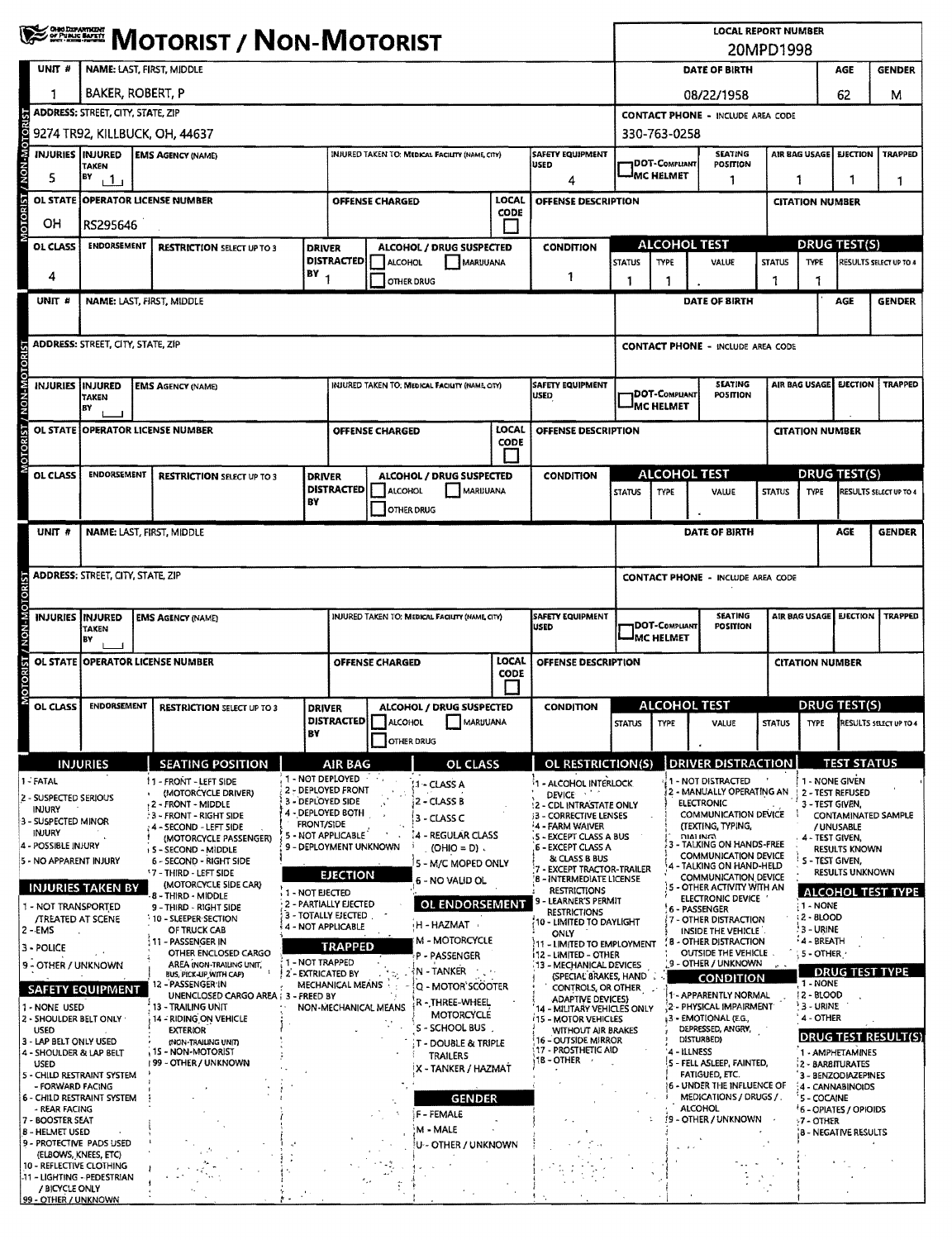# MOTORIST / NON-MOTORIST

Ohio Department of Public Safety

**LOCAL REPORT NUMBER:** 20MPD1998

## Unit 1

| UNIT # | NAME: LAST, FIRST, MIDDLE | DATE OF BIRTH | AGE | GENDER |
|---|---|---|---|---|
| 1 | BAKER, ROBERT, P | 08/22/1958 | 62 | M |

| ADDRESS: STREET, CITY, STATE, ZIP | CONTACT PHONE - INCLUDE AREA CODE |
|---|---|
| 9274 TR92, KILLBUCK, OH, 44637 | 330-763-0258 |

| INJURIES | INJURED TAKEN BY | EMS AGENCY (NAME) | INJURED TAKEN TO: MEDICAL FACILITY (NAME, CITY) | SAFETY EQUIPMENT USED | DOT-COMPLIANT MC HELMET | SEATING POSITION | AIR BAG USAGE | EJECTION | TRAPPED |
|---|---|---|---|---|---|---|---|---|---|
| 5 | 1 | | | 4 | | 1 | 1 | 1 | 1 |

| OL STATE | OPERATOR LICENSE NUMBER | OFFENSE CHARGED | LOCAL CODE | OFFENSE DESCRIPTION | CITATION NUMBER |
|---|---|---|---|---|---|
| OH | RS295646 | | | | |

| OL CLASS | ENDORSEMENT | RESTRICTION SELECT UP TO 3 | DRIVER DISTRACTED BY | ALCOHOL / DRUG SUSPECTED | CONDITION | ALCOHOL TEST STATUS | ALCOHOL TEST TYPE | ALCOHOL TEST VALUE | DRUG TEST STATUS | DRUG TEST TYPE | DRUG TEST RESULTS SELECT UP TO 4 |
|---|---|---|---|---|---|---|---|---|---|---|---|
| 4 | | | 1 | | 1 | 1 | 1 | | 1 | 1 | |

## Unit (blank)

| UNIT # | NAME: LAST, FIRST, MIDDLE | DATE OF BIRTH | AGE | GENDER |
|---|---|---|---|---|
| | | | | |

## Unit (blank)

| UNIT # | NAME: LAST, FIRST, MIDDLE | DATE OF BIRTH | AGE | GENDER |
|---|---|---|---|---|
| | | | | |

## Code Legend

**INJURIES**
1 - FATAL
2 - SUSPECTED SERIOUS INJURY
3 - SUSPECTED MINOR INJURY
4 - POSSIBLE INJURY
5 - NO APPARENT INJURY

**INJURIES TAKEN BY**
1 - NOT TRANSPORTED /TREATED AT SCENE
2 - EMS
3 - POLICE
9 - OTHER / UNKNOWN

**SAFETY EQUIPMENT**
1 - NONE USED
2 - SHOULDER BELT ONLY USED
3 - LAP BELT ONLY USED
4 - SHOULDER & LAP BELT USED
5 - CHILD RESTRAINT SYSTEM - FORWARD FACING
6 - CHILD RESTRAINT SYSTEM - REAR FACING
7 - BOOSTER SEAT
8 - HELMET USED
9 - PROTECTIVE PADS USED (ELBOWS, KNEES, ETC)
10 - REFLECTIVE CLOTHING
11 - LIGHTING - PEDESTRIAN / BICYCLE ONLY
99 - OTHER / UNKNOWN

**SEATING POSITION**
1 - FRONT - LEFT SIDE (MOTORCYCLE DRIVER)
2 - FRONT - MIDDLE
3 - FRONT - RIGHT SIDE
4 - SECOND - LEFT SIDE (MOTORCYCLE PASSENGER)
5 - SECOND - MIDDLE
6 - SECOND - RIGHT SIDE
7 - THIRD - LEFT SIDE (MOTORCYCLE SIDE CAR)
8 - THIRD - MIDDLE
9 - THIRD - RIGHT SIDE
10 - SLEEPER SECTION OF TRUCK CAB
11 - PASSENGER IN OTHER ENCLOSED CARGO AREA (NON-TRAILING UNIT, BUS, PICK-UP WITH CAP)
12 - PASSENGER IN UNENCLOSED CARGO AREA
13 - TRAILING UNIT
14 - RIDING ON VEHICLE EXTERIOR (NON-TRAILING UNIT)
15 - NON-MOTORIST
99 - OTHER / UNKNOWN

**AIR BAG**
1 - NOT DEPLOYED
2 - DEPLOYED FRONT
3 - DEPLOYED SIDE
4 - DEPLOYED BOTH FRONT/SIDE
5 - NOT APPLICABLE
9 - DEPLOYMENT UNKNOWN

**EJECTION**
1 - NOT EJECTED
2 - PARTIALLY EJECTED
3 - TOTALLY EJECTED
4 - NOT APPLICABLE

**TRAPPED**
1 - NOT TRAPPED
2 - EXTRICATED BY MECHANICAL MEANS
3 - FREED BY NON-MECHANICAL MEANS

**OL CLASS**
1 - CLASS A
2 - CLASS B
3 - CLASS C
4 - REGULAR CLASS (OHIO = D)
5 - M/C MOPED ONLY
6 - NO VALID OL

**OL ENDORSEMENT**
H - HAZMAT
M - MOTORCYCLE
P - PASSENGER
N - TANKER
Q - MOTOR SCOOTER
R - THREE-WHEEL MOTORCYCLE
S - SCHOOL BUS
T - DOUBLE & TRIPLE TRAILERS
X - TANKER / HAZMAT

**GENDER**
F - FEMALE
M - MALE
U - OTHER / UNKNOWN

**OL RESTRICTION(S)**
1 - ALCOHOL INTERLOCK DEVICE
2 - CDL INTRASTATE ONLY
3 - CORRECTIVE LENSES
4 - FARM WAIVER
5 - EXCEPT CLASS A BUS
6 - EXCEPT CLASS A & CLASS B BUS
7 - EXCEPT TRACTOR-TRAILER
8 - INTERMEDIATE LICENSE RESTRICTIONS
9 - LEARNER'S PERMIT RESTRICTIONS
10 - LIMITED TO DAYLIGHT ONLY
11 - LIMITED TO EMPLOYMENT
12 - LIMITED - OTHER
13 - MECHANICAL DEVICES (SPECIAL BRAKES, HAND CONTROLS, OR OTHER ADAPTIVE DEVICES)
14 - MILITARY VEHICLES ONLY
15 - MOTOR VEHICLES WITHOUT AIR BRAKES
16 - OUTSIDE MIRROR
17 - PROSTHETIC AID
18 - OTHER

**DRIVER DISTRACTION**
1 - NOT DISTRACTED
2 - MANUALLY OPERATING AN ELECTRONIC COMMUNICATION DEVICE (TEXTING, TYPING, DIALING)
3 - TALKING ON HANDS-FREE COMMUNICATION DEVICE
4 - TALKING ON HAND-HELD COMMUNICATION DEVICE
5 - OTHER ACTIVITY WITH AN ELECTRONIC DEVICE
6 - PASSENGER
7 - OTHER DISTRACTION INSIDE THE VEHICLE
8 - OTHER DISTRACTION OUTSIDE THE VEHICLE
9 - OTHER / UNKNOWN

**CONDITION**
1 - APPARENTLY NORMAL
2 - PHYSICAL IMPAIRMENT
3 - EMOTIONAL (E.G., DEPRESSED, ANGRY, DISTURBED)
4 - ILLNESS
5 - FELL ASLEEP, FAINTED, FATIGUED, ETC.
6 - UNDER THE INFLUENCE OF MEDICATIONS / DRUGS / ALCOHOL
9 - OTHER / UNKNOWN

**TEST STATUS**
1 - NONE GIVEN
2 - TEST REFUSED
3 - TEST GIVEN, CONTAMINATED SAMPLE / UNUSABLE
4 - TEST GIVEN, RESULTS KNOWN
5 - TEST GIVEN, RESULTS UNKNOWN

**ALCOHOL TEST TYPE**
1 - NONE
2 - BLOOD
3 - URINE
4 - BREATH
5 - OTHER

**DRUG TEST TYPE**
1 - NONE
2 - BLOOD
3 - URINE
4 - OTHER

**DRUG TEST RESULT(S)**
1 - AMPHETAMINES
2 - BARBITURATES
3 - BENZODIAZEPINES
4 - CANNABINOIDS
5 - COCAINE
6 - OPIATES / OPIOIDS
7 - OTHER
8 - NEGATIVE RESULTS